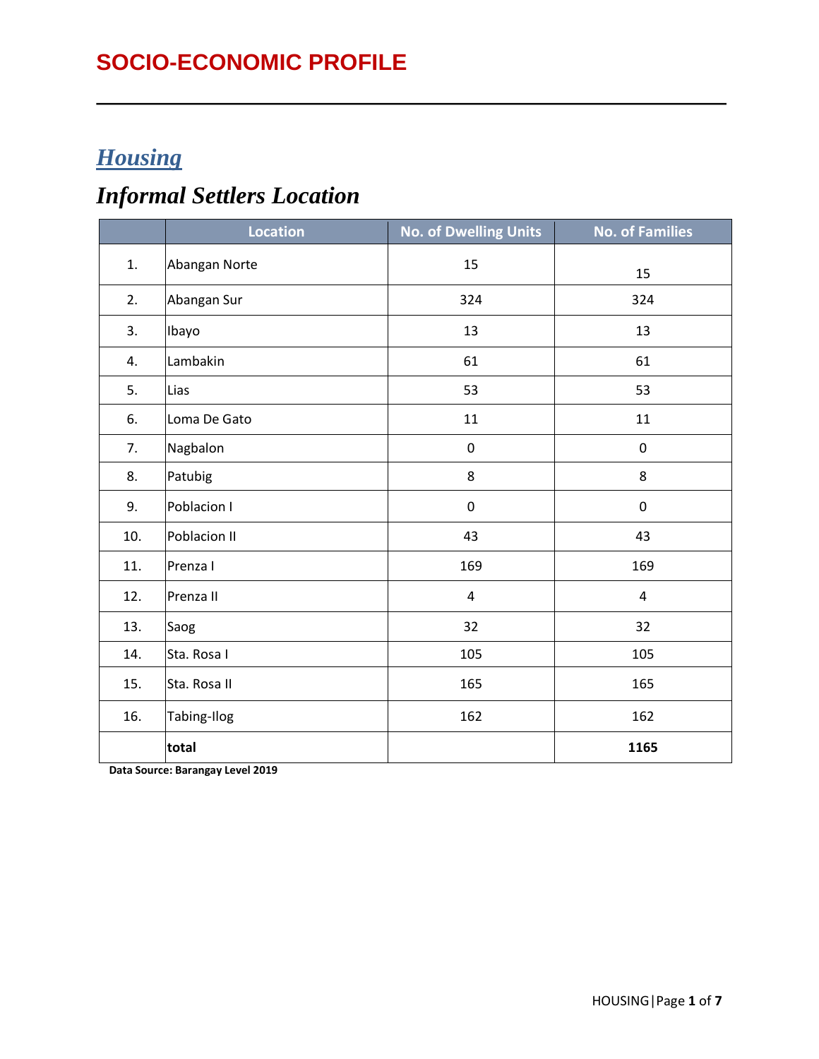# SOCIO-ECONOMIC PROFILE

## *Housing*

## *Informal Settlers Location*

| | Location | No. of Dwelling Units | No. of Families |
|---|---|---|---|
| 1. | Abangan Norte | 15 | 15 |
| 2. | Abangan Sur | 324 | 324 |
| 3. | Ibayo | 13 | 13 |
| 4. | Lambakin | 61 | 61 |
| 5. | Lias | 53 | 53 |
| 6. | Loma De Gato | 11 | 11 |
| 7. | Nagbalon | 0 | 0 |
| 8. | Patubig | 8 | 8 |
| 9. | Poblacion I | 0 | 0 |
| 10. | Poblacion II | 43 | 43 |
| 11. | Prenza I | 169 | 169 |
| 12. | Prenza II | 4 | 4 |
| 13. | Saog | 32 | 32 |
| 14. | Sta. Rosa I | 105 | 105 |
| 15. | Sta. Rosa II | 165 | 165 |
| 16. | Tabing-Ilog | 162 | 162 |
| | **total** | | **1165** |

**Data Source: Barangay Level 2019**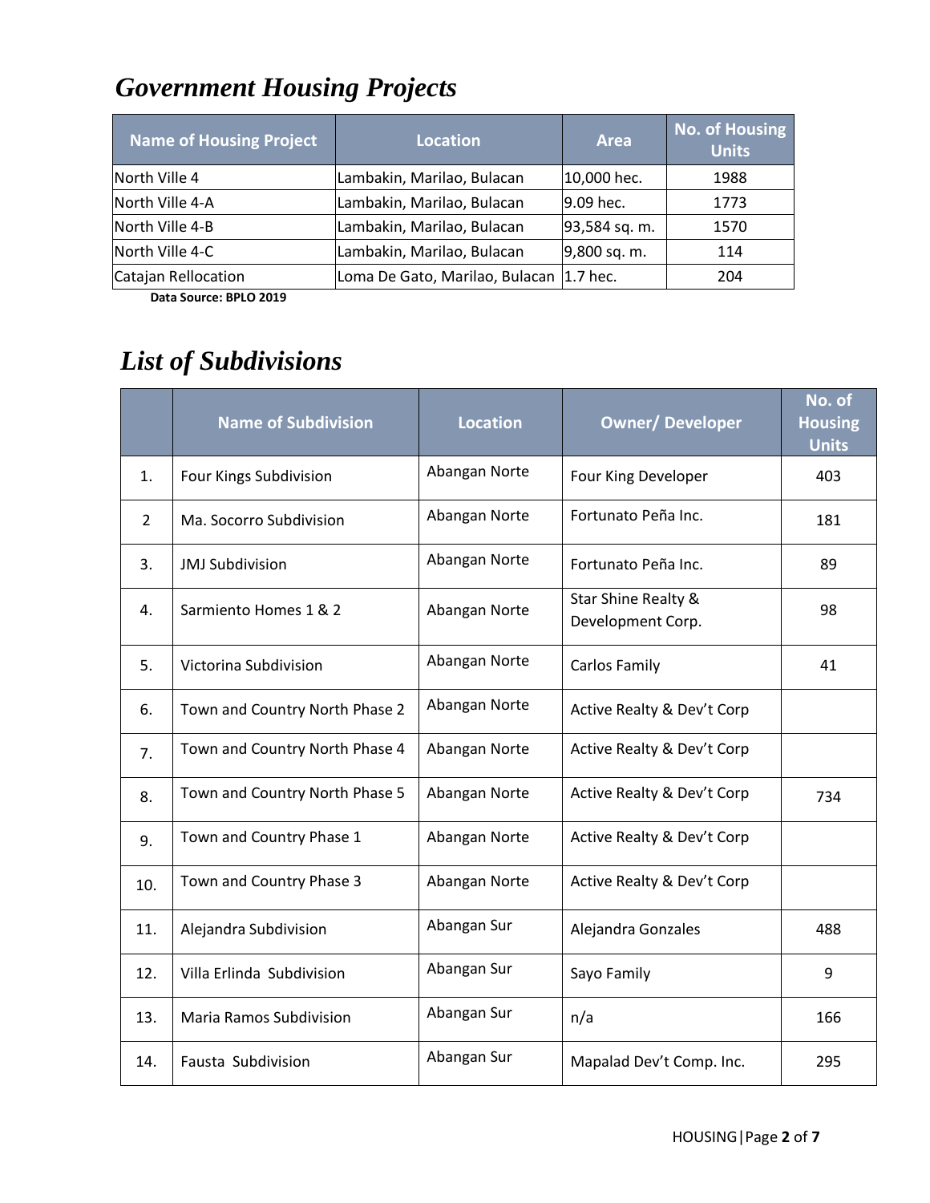# Government Housing Projects

| Name of Housing Project | Location | Area | No. of Housing Units |
|---|---|---|---|
| North Ville 4 | Lambakin, Marilao, Bulacan | 10,000 hec. | 1988 |
| North Ville 4-A | Lambakin, Marilao, Bulacan | 9.09 hec. | 1773 |
| North Ville 4-B | Lambakin, Marilao, Bulacan | 93,584 sq. m. | 1570 |
| North Ville 4-C | Lambakin, Marilao, Bulacan | 9,800 sq. m. | 114 |
| Catajan Rellocation | Loma De Gato, Marilao, Bulacan | 1.7 hec. | 204 |

**Data Source: BPLO 2019**

# List of Subdivisions

| | Name of Subdivision | Location | Owner/ Developer | No. of Housing Units |
|---|---|---|---|---|
| 1. | Four Kings Subdivision | Abangan Norte | Four King Developer | 403 |
| 2 | Ma. Socorro Subdivision | Abangan Norte | Fortunato Peña Inc. | 181 |
| 3. | JMJ Subdivision | Abangan Norte | Fortunato Peña Inc. | 89 |
| 4. | Sarmiento Homes 1 & 2 | Abangan Norte | Star Shine Realty & Development Corp. | 98 |
| 5. | Victorina Subdivision | Abangan Norte | Carlos Family | 41 |
| 6. | Town and Country North Phase 2 | Abangan Norte | Active Realty & Dev't Corp | |
| 7. | Town and Country North Phase 4 | Abangan Norte | Active Realty & Dev't Corp | |
| 8. | Town and Country North Phase 5 | Abangan Norte | Active Realty & Dev't Corp | 734 |
| 9. | Town and Country Phase 1 | Abangan Norte | Active Realty & Dev't Corp | |
| 10. | Town and Country Phase 3 | Abangan Norte | Active Realty & Dev't Corp | |
| 11. | Alejandra Subdivision | Abangan Sur | Alejandra Gonzales | 488 |
| 12. | Villa Erlinda Subdivision | Abangan Sur | Sayo Family | 9 |
| 13. | Maria Ramos Subdivision | Abangan Sur | n/a | 166 |
| 14. | Fausta Subdivision | Abangan Sur | Mapalad Dev't Comp. Inc. | 295 |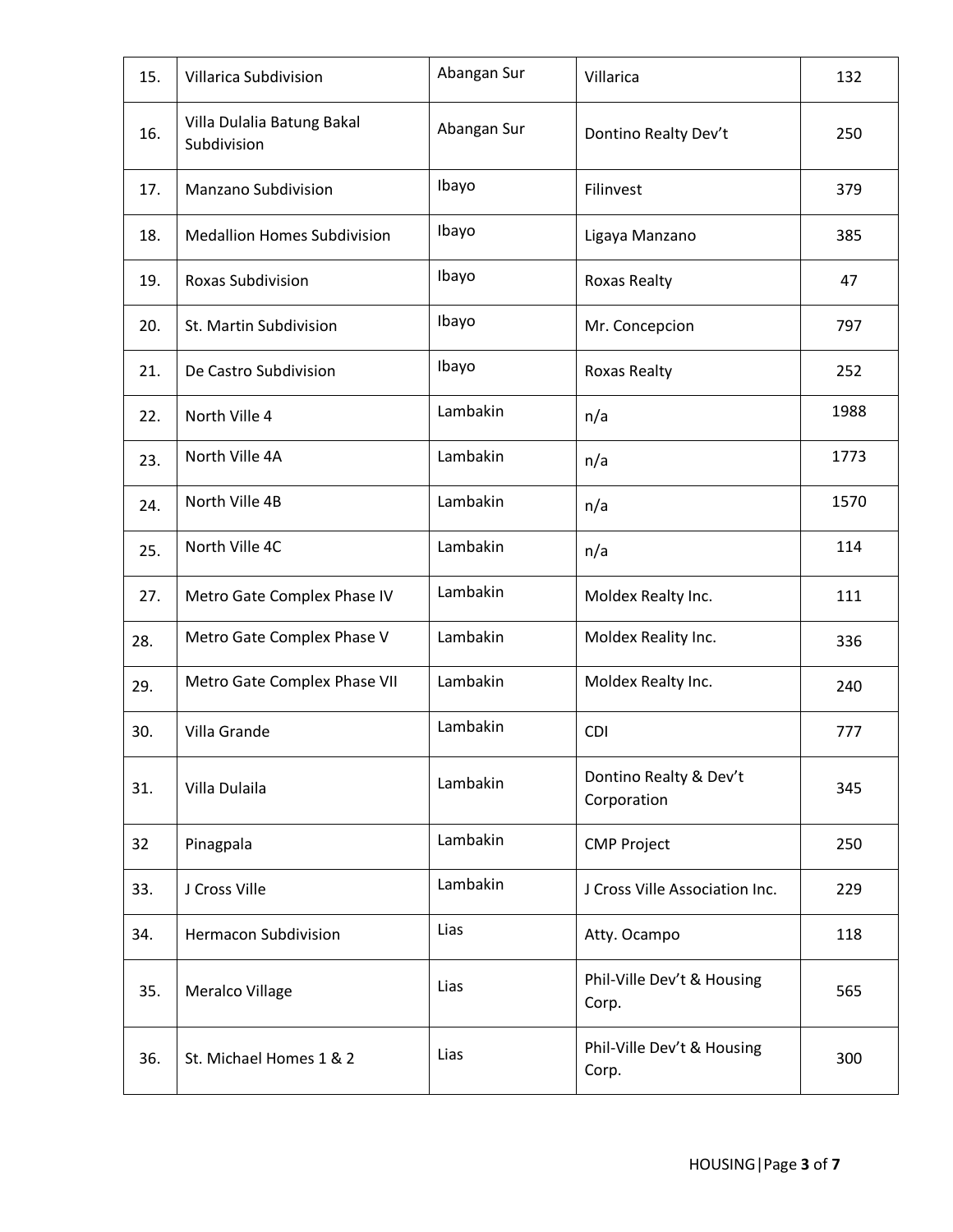| 15. | Villarica Subdivision | Abangan Sur | Villarica | 132 |
|---|---|---|---|---|
| 16. | Villa Dulalia Batung Bakal Subdivision | Abangan Sur | Dontino Realty Dev't | 250 |
| 17. | Manzano Subdivision | Ibayo | Filinvest | 379 |
| 18. | Medallion Homes Subdivision | Ibayo | Ligaya Manzano | 385 |
| 19. | Roxas Subdivision | Ibayo | Roxas Realty | 47 |
| 20. | St. Martin Subdivision | Ibayo | Mr. Concepcion | 797 |
| 21. | De Castro Subdivision | Ibayo | Roxas Realty | 252 |
| 22. | North Ville 4 | Lambakin | n/a | 1988 |
| 23. | North Ville 4A | Lambakin | n/a | 1773 |
| 24. | North Ville 4B | Lambakin | n/a | 1570 |
| 25. | North Ville 4C | Lambakin | n/a | 114 |
| 27. | Metro Gate Complex Phase IV | Lambakin | Moldex Realty Inc. | 111 |
| 28. | Metro Gate Complex Phase V | Lambakin | Moldex Reality Inc. | 336 |
| 29. | Metro Gate Complex Phase VII | Lambakin | Moldex Realty Inc. | 240 |
| 30. | Villa Grande | Lambakin | CDI | 777 |
| 31. | Villa Dulaila | Lambakin | Dontino Realty & Dev't Corporation | 345 |
| 32 | Pinagpala | Lambakin | CMP Project | 250 |
| 33. | J Cross Ville | Lambakin | J Cross Ville Association Inc. | 229 |
| 34. | Hermacon Subdivision | Lias | Atty. Ocampo | 118 |
| 35. | Meralco Village | Lias | Phil-Ville Dev't & Housing Corp. | 565 |
| 36. | St. Michael Homes 1 & 2 | Lias | Phil-Ville Dev't & Housing Corp. | 300 |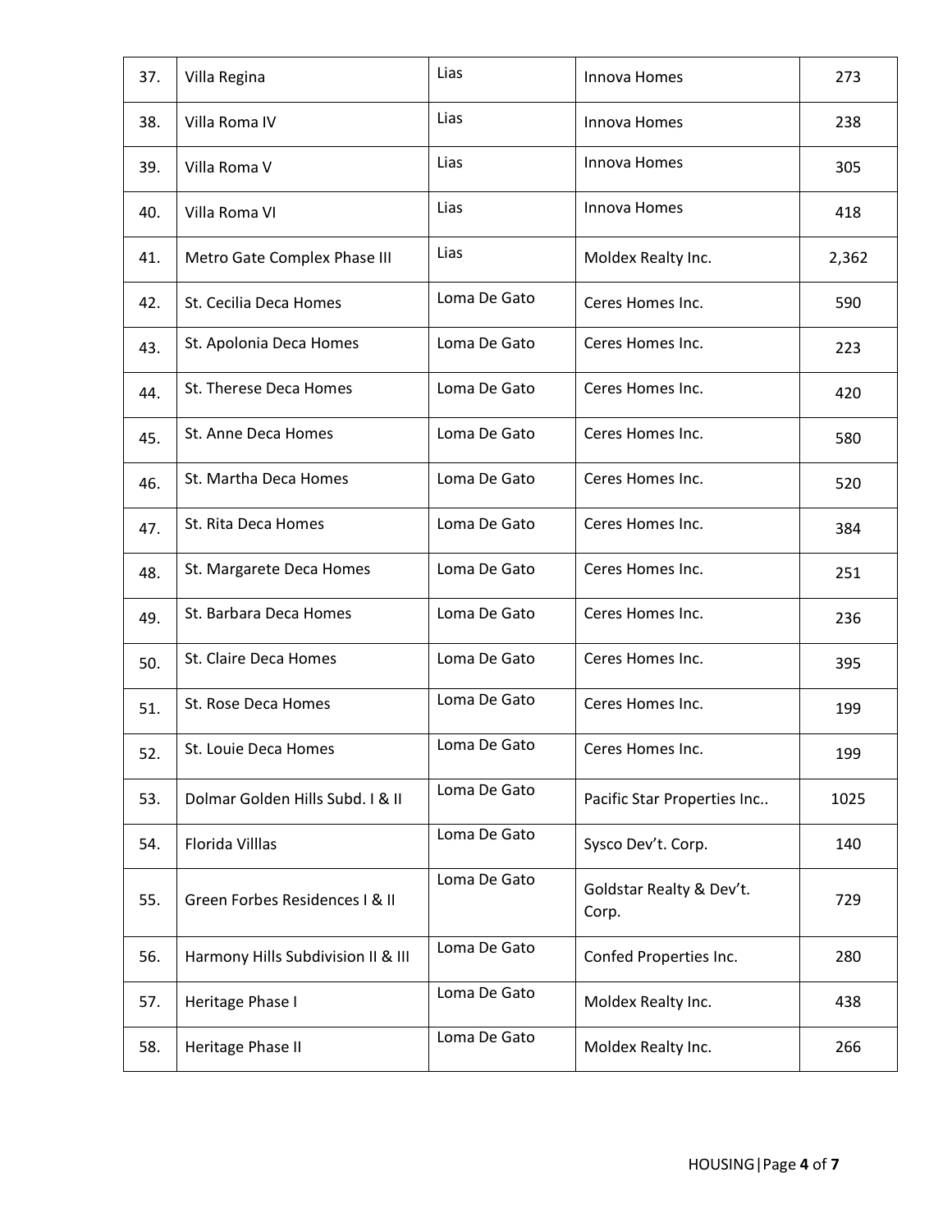| 37. | Villa Regina | Lias | Innova Homes | 273 |
|---|---|---|---|---|
| 38. | Villa Roma IV | Lias | Innova Homes | 238 |
| 39. | Villa Roma V | Lias | Innova Homes | 305 |
| 40. | Villa Roma VI | Lias | Innova Homes | 418 |
| 41. | Metro Gate Complex Phase III | Lias | Moldex Realty Inc. | 2,362 |
| 42. | St. Cecilia Deca Homes | Loma De Gato | Ceres Homes Inc. | 590 |
| 43. | St. Apolonia Deca Homes | Loma De Gato | Ceres Homes Inc. | 223 |
| 44. | St. Therese Deca Homes | Loma De Gato | Ceres Homes Inc. | 420 |
| 45. | St. Anne Deca Homes | Loma De Gato | Ceres Homes Inc. | 580 |
| 46. | St. Martha Deca Homes | Loma De Gato | Ceres Homes Inc. | 520 |
| 47. | St. Rita Deca Homes | Loma De Gato | Ceres Homes Inc. | 384 |
| 48. | St. Margarete Deca Homes | Loma De Gato | Ceres Homes Inc. | 251 |
| 49. | St. Barbara Deca Homes | Loma De Gato | Ceres Homes Inc. | 236 |
| 50. | St. Claire Deca Homes | Loma De Gato | Ceres Homes Inc. | 395 |
| 51. | St. Rose Deca Homes | Loma De Gato | Ceres Homes Inc. | 199 |
| 52. | St. Louie Deca Homes | Loma De Gato | Ceres Homes Inc. | 199 |
| 53. | Dolmar Golden Hills Subd. I & II | Loma De Gato | Pacific Star Properties Inc.. | 1025 |
| 54. | Florida Villlas | Loma De Gato | Sysco Dev't. Corp. | 140 |
| 55. | Green Forbes Residences I & II | Loma De Gato | Goldstar Realty & Dev't. Corp. | 729 |
| 56. | Harmony Hills Subdivision II & III | Loma De Gato | Confed Properties Inc. | 280 |
| 57. | Heritage Phase I | Loma De Gato | Moldex Realty Inc. | 438 |
| 58. | Heritage Phase II | Loma De Gato | Moldex Realty Inc. | 266 |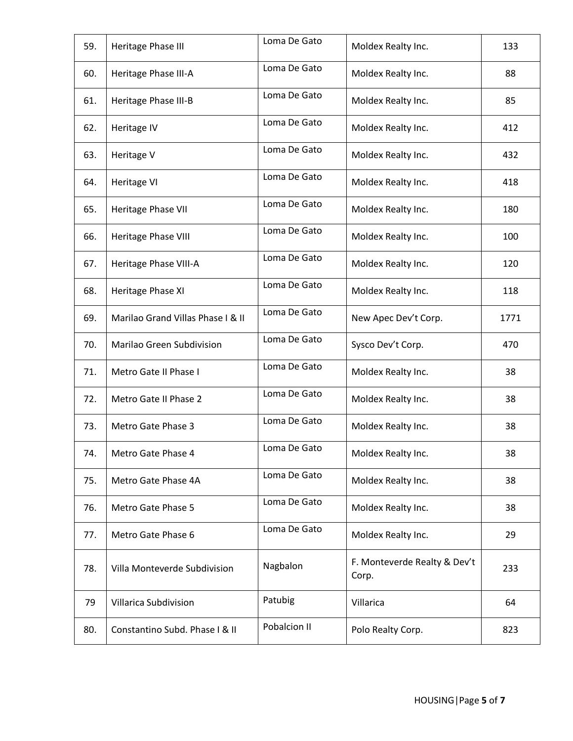| 59. | Heritage Phase III | Loma De Gato | Moldex Realty Inc. | 133 |
|---|---|---|---|---|
| 60. | Heritage Phase III-A | Loma De Gato | Moldex Realty Inc. | 88 |
| 61. | Heritage Phase III-B | Loma De Gato | Moldex Realty Inc. | 85 |
| 62. | Heritage IV | Loma De Gato | Moldex Realty Inc. | 412 |
| 63. | Heritage V | Loma De Gato | Moldex Realty Inc. | 432 |
| 64. | Heritage VI | Loma De Gato | Moldex Realty Inc. | 418 |
| 65. | Heritage Phase VII | Loma De Gato | Moldex Realty Inc. | 180 |
| 66. | Heritage Phase VIII | Loma De Gato | Moldex Realty Inc. | 100 |
| 67. | Heritage Phase VIII-A | Loma De Gato | Moldex Realty Inc. | 120 |
| 68. | Heritage Phase XI | Loma De Gato | Moldex Realty Inc. | 118 |
| 69. | Marilao Grand Villas Phase I & II | Loma De Gato | New Apec Dev't Corp. | 1771 |
| 70. | Marilao Green Subdivision | Loma De Gato | Sysco Dev't Corp. | 470 |
| 71. | Metro Gate II Phase I | Loma De Gato | Moldex Realty Inc. | 38 |
| 72. | Metro Gate II Phase 2 | Loma De Gato | Moldex Realty Inc. | 38 |
| 73. | Metro Gate Phase 3 | Loma De Gato | Moldex Realty Inc. | 38 |
| 74. | Metro Gate Phase 4 | Loma De Gato | Moldex Realty Inc. | 38 |
| 75. | Metro Gate Phase 4A | Loma De Gato | Moldex Realty Inc. | 38 |
| 76. | Metro Gate Phase 5 | Loma De Gato | Moldex Realty Inc. | 38 |
| 77. | Metro Gate Phase 6 | Loma De Gato | Moldex Realty Inc. | 29 |
| 78. | Villa Monteverde Subdivision | Nagbalon | F. Monteverde Realty & Dev't Corp. | 233 |
| 79 | Villarica Subdivision | Patubig | Villarica | 64 |
| 80. | Constantino Subd. Phase I & II | Pobalcion II | Polo Realty Corp. | 823 |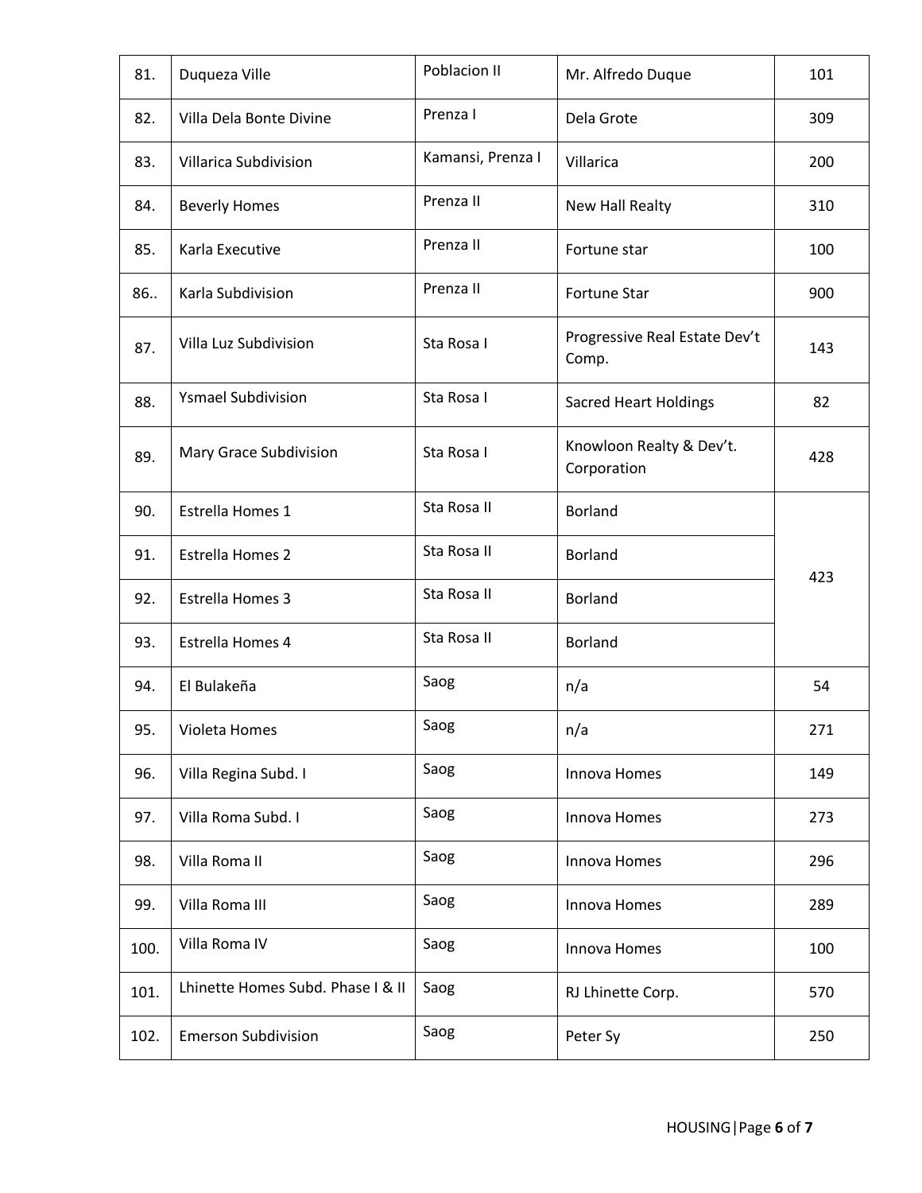| 81. | Duqueza Ville | Poblacion II | Mr. Alfredo Duque | 101 |
|---|---|---|---|---|
| 82. | Villa Dela Bonte Divine | Prenza I | Dela Grote | 309 |
| 83. | Villarica Subdivision | Kamansi, Prenza I | Villarica | 200 |
| 84. | Beverly Homes | Prenza II | New Hall Realty | 310 |
| 85. | Karla Executive | Prenza II | Fortune star | 100 |
| 86.. | Karla Subdivision | Prenza II | Fortune Star | 900 |
| 87. | Villa Luz Subdivision | Sta Rosa I | Progressive Real Estate Dev't Comp. | 143 |
| 88. | Ysmael Subdivision | Sta Rosa I | Sacred Heart Holdings | 82 |
| 89. | Mary Grace Subdivision | Sta Rosa I | Knowloon Realty & Dev't. Corporation | 428 |
| 90. | Estrella Homes 1 | Sta Rosa II | Borland | 423 |
| 91. | Estrella Homes 2 | Sta Rosa II | Borland | |
| 92. | Estrella Homes 3 | Sta Rosa II | Borland | |
| 93. | Estrella Homes 4 | Sta Rosa II | Borland | |
| 94. | El Bulakeña | Saog | n/a | 54 |
| 95. | Violeta Homes | Saog | n/a | 271 |
| 96. | Villa Regina Subd. I | Saog | Innova Homes | 149 |
| 97. | Villa Roma Subd. I | Saog | Innova Homes | 273 |
| 98. | Villa Roma II | Saog | Innova Homes | 296 |
| 99. | Villa Roma III | Saog | Innova Homes | 289 |
| 100. | Villa Roma IV | Saog | Innova Homes | 100 |
| 101. | Lhinette Homes Subd. Phase I & II | Saog | RJ Lhinette Corp. | 570 |
| 102. | Emerson Subdivision | Saog | Peter Sy | 250 |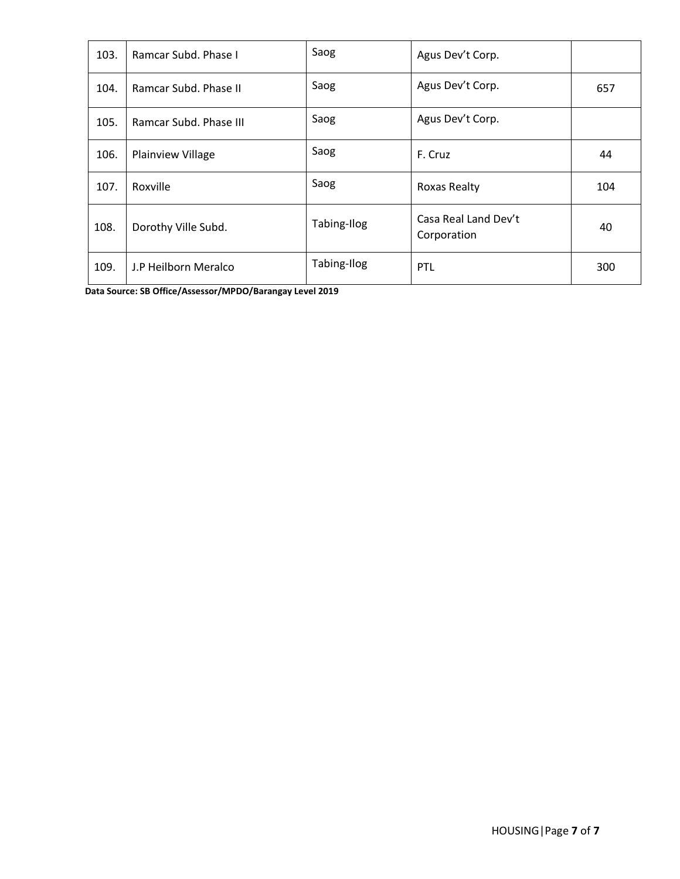| | | | | |
|---|---|---|---|---|
| 103. | Ramcar Subd. Phase I | Saog | Agus Dev't Corp. | |
| 104. | Ramcar Subd. Phase II | Saog | Agus Dev't Corp. | 657 |
| 105. | Ramcar Subd. Phase III | Saog | Agus Dev't Corp. | |
| 106. | Plainview Village | Saog | F. Cruz | 44 |
| 107. | Roxville | Saog | Roxas Realty | 104 |
| 108. | Dorothy Ville Subd. | Tabing-Ilog | Casa Real Land Dev't Corporation | 40 |
| 109. | J.P Heilborn Meralco | Tabing-Ilog | PTL | 300 |

**Data Source: SB Office/Assessor/MPDO/Barangay Level 2019**